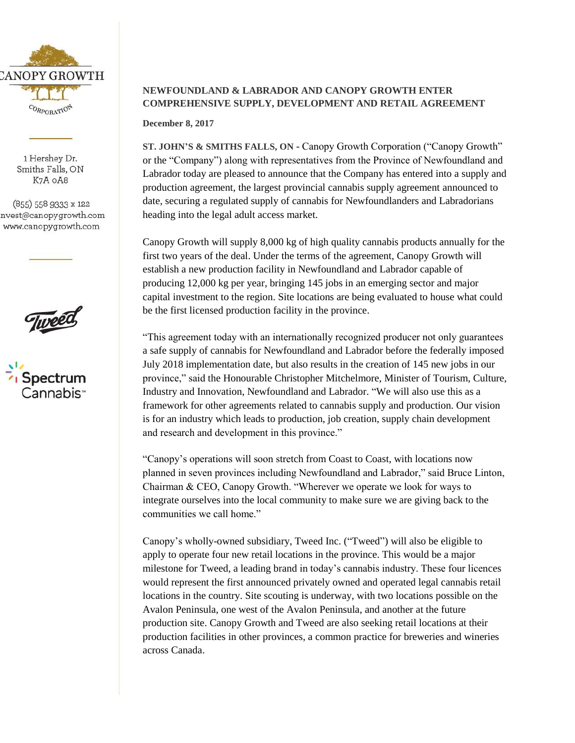CANOPY GROWTH

CORPORATION

1 Hershey Dr.
Smiths Falls, ON
K7A 0A8

(855) 558 9333 x 122
invest@canopygrowth.com
www.canopygrowth.com

Tweed

Spectrum Cannabis™

## NEWFOUNDLAND & LABRADOR AND CANOPY GROWTH ENTER COMPREHENSIVE SUPPLY, DEVELOPMENT AND RETAIL AGREEMENT

**December 8, 2017**

**ST. JOHN'S & SMITHS FALLS, ON** - Canopy Growth Corporation ("Canopy Growth" or the "Company") along with representatives from the Province of Newfoundland and Labrador today are pleased to announce that the Company has entered into a supply and production agreement, the largest provincial cannabis supply agreement announced to date, securing a regulated supply of cannabis for Newfoundlanders and Labradorians heading into the legal adult access market.

Canopy Growth will supply 8,000 kg of high quality cannabis products annually for the first two years of the deal. Under the terms of the agreement, Canopy Growth will establish a new production facility in Newfoundland and Labrador capable of producing 12,000 kg per year, bringing 145 jobs in an emerging sector and major capital investment to the region. Site locations are being evaluated to house what could be the first licensed production facility in the province.

"This agreement today with an internationally recognized producer not only guarantees a safe supply of cannabis for Newfoundland and Labrador before the federally imposed July 2018 implementation date, but also results in the creation of 145 new jobs in our province," said the Honourable Christopher Mitchelmore, Minister of Tourism, Culture, Industry and Innovation, Newfoundland and Labrador. "We will also use this as a framework for other agreements related to cannabis supply and production. Our vision is for an industry which leads to production, job creation, supply chain development and research and development in this province."

"Canopy's operations will soon stretch from Coast to Coast, with locations now planned in seven provinces including Newfoundland and Labrador," said Bruce Linton, Chairman & CEO, Canopy Growth. "Wherever we operate we look for ways to integrate ourselves into the local community to make sure we are giving back to the communities we call home."

Canopy's wholly-owned subsidiary, Tweed Inc. ("Tweed") will also be eligible to apply to operate four new retail locations in the province. This would be a major milestone for Tweed, a leading brand in today's cannabis industry. These four licences would represent the first announced privately owned and operated legal cannabis retail locations in the country. Site scouting is underway, with two locations possible on the Avalon Peninsula, one west of the Avalon Peninsula, and another at the future production site. Canopy Growth and Tweed are also seeking retail locations at their production facilities in other provinces, a common practice for breweries and wineries across Canada.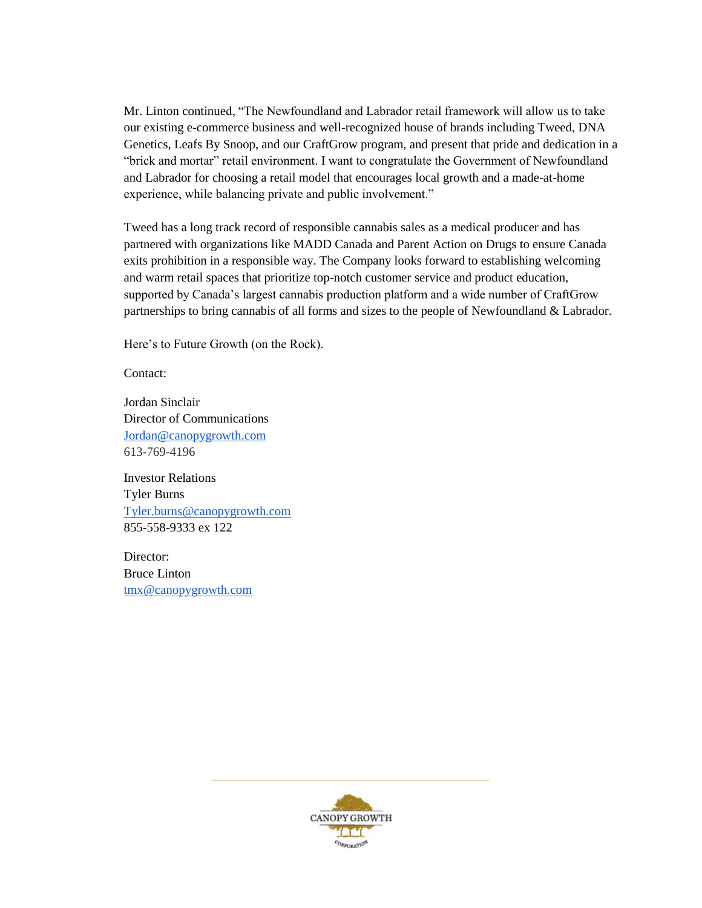Mr. Linton continued, "The Newfoundland and Labrador retail framework will allow us to take our existing e-commerce business and well-recognized house of brands including Tweed, DNA Genetics, Leafs By Snoop, and our CraftGrow program, and present that pride and dedication in a "brick and mortar" retail environment. I want to congratulate the Government of Newfoundland and Labrador for choosing a retail model that encourages local growth and a made-at-home experience, while balancing private and public involvement."

Tweed has a long track record of responsible cannabis sales as a medical producer and has partnered with organizations like MADD Canada and Parent Action on Drugs to ensure Canada exits prohibition in a responsible way. The Company looks forward to establishing welcoming and warm retail spaces that prioritize top-notch customer service and product education, supported by Canada's largest cannabis production platform and a wide number of CraftGrow partnerships to bring cannabis of all forms and sizes to the people of Newfoundland & Labrador.

Here's to Future Growth (on the Rock).

Contact:

Jordan Sinclair
Director of Communications
Jordan@canopygrowth.com
613-769-4196

Investor Relations
Tyler Burns
Tyler.burns@canopygrowth.com
855-558-9333 ex 122

Director:
Bruce Linton
tmx@canopygrowth.com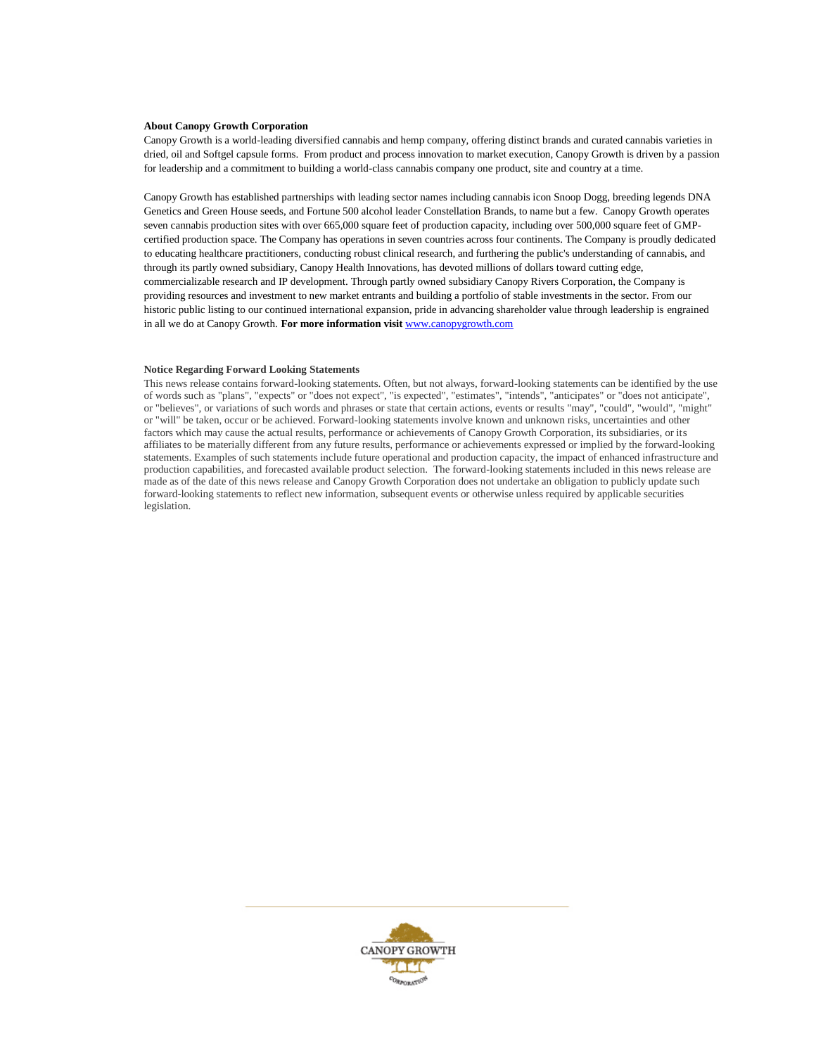**About Canopy Growth Corporation**

Canopy Growth is a world-leading diversified cannabis and hemp company, offering distinct brands and curated cannabis varieties in dried, oil and Softgel capsule forms. From product and process innovation to market execution, Canopy Growth is driven by a passion for leadership and a commitment to building a world-class cannabis company one product, site and country at a time.

Canopy Growth has established partnerships with leading sector names including cannabis icon Snoop Dogg, breeding legends DNA Genetics and Green House seeds, and Fortune 500 alcohol leader Constellation Brands, to name but a few. Canopy Growth operates seven cannabis production sites with over 665,000 square feet of production capacity, including over 500,000 square feet of GMP-certified production space. The Company has operations in seven countries across four continents. The Company is proudly dedicated to educating healthcare practitioners, conducting robust clinical research, and furthering the public's understanding of cannabis, and through its partly owned subsidiary, Canopy Health Innovations, has devoted millions of dollars toward cutting edge, commercializable research and IP development. Through partly owned subsidiary Canopy Rivers Corporation, the Company is providing resources and investment to new market entrants and building a portfolio of stable investments in the sector. From our historic public listing to our continued international expansion, pride in advancing shareholder value through leadership is engrained in all we do at Canopy Growth. **For more information visit** www.canopygrowth.com

**Notice Regarding Forward Looking Statements**

This news release contains forward-looking statements. Often, but not always, forward-looking statements can be identified by the use of words such as "plans", "expects" or "does not expect", "is expected", "estimates", "intends", "anticipates" or "does not anticipate", or "believes", or variations of such words and phrases or state that certain actions, events or results "may", "could", "would", "might" or "will" be taken, occur or be achieved. Forward-looking statements involve known and unknown risks, uncertainties and other factors which may cause the actual results, performance or achievements of Canopy Growth Corporation, its subsidiaries, or its affiliates to be materially different from any future results, performance or achievements expressed or implied by the forward-looking statements. Examples of such statements include future operational and production capacity, the impact of enhanced infrastructure and production capabilities, and forecasted available product selection. The forward-looking statements included in this news release are made as of the date of this news release and Canopy Growth Corporation does not undertake an obligation to publicly update such forward-looking statements to reflect new information, subsequent events or otherwise unless required by applicable securities legislation.